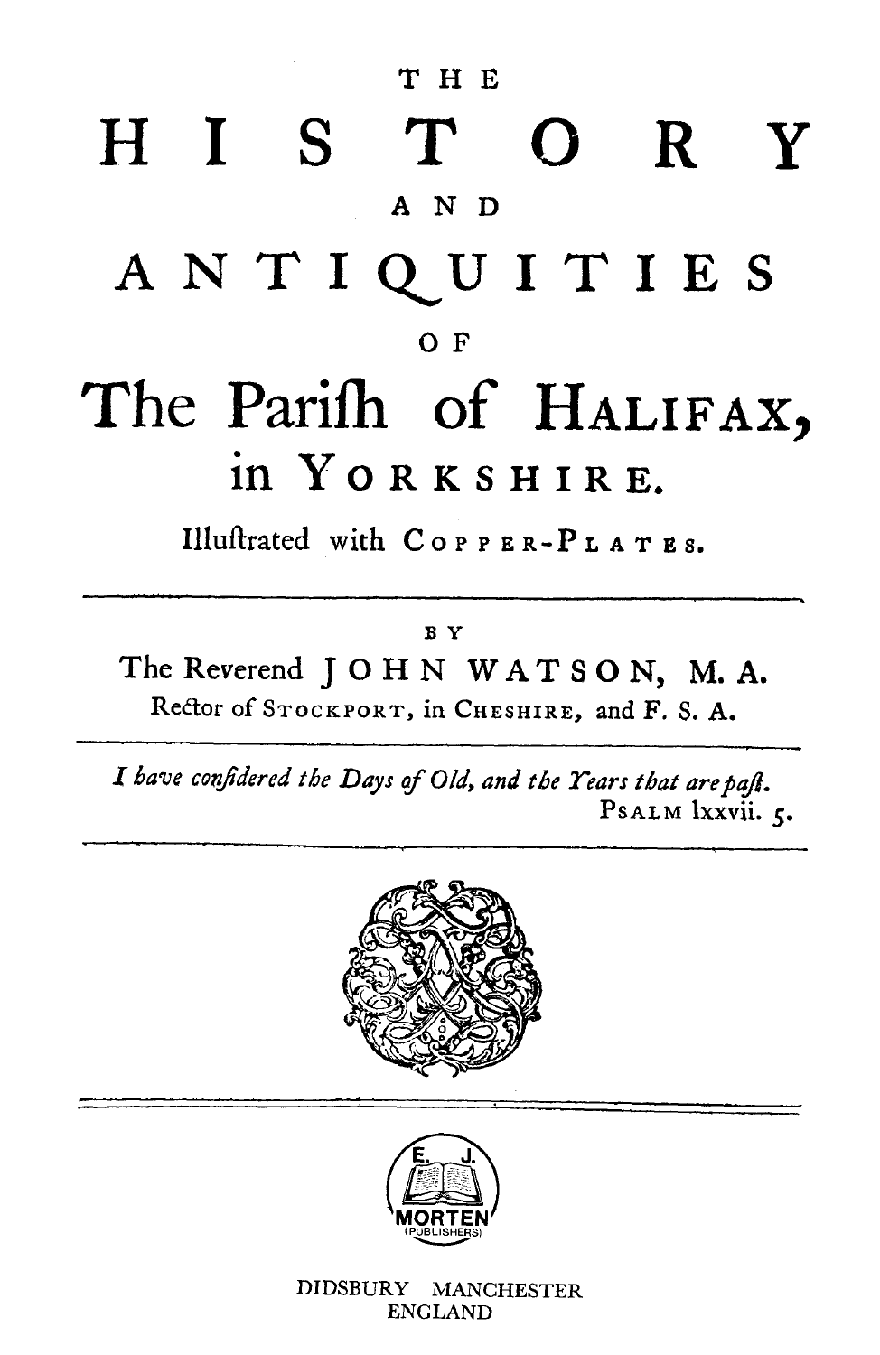# THE HISTORY AND ANTIQUITIES OF The Parifh of HALIFAX, in YORKSHIRE.

Illuftrated with COPPER-PLATES.

BY

The Reverend JOHN WATSON, M. A.

Rector of STOCKPORT, in CHESHIRE, and F. S. A.

*I have confidered the Days of Old, and the Years that are paft.*

PSALM lxxvii. 5.

E. J. MORTEN (PUBLISHERS)

DIDSBURY MANCHESTER
ENGLAND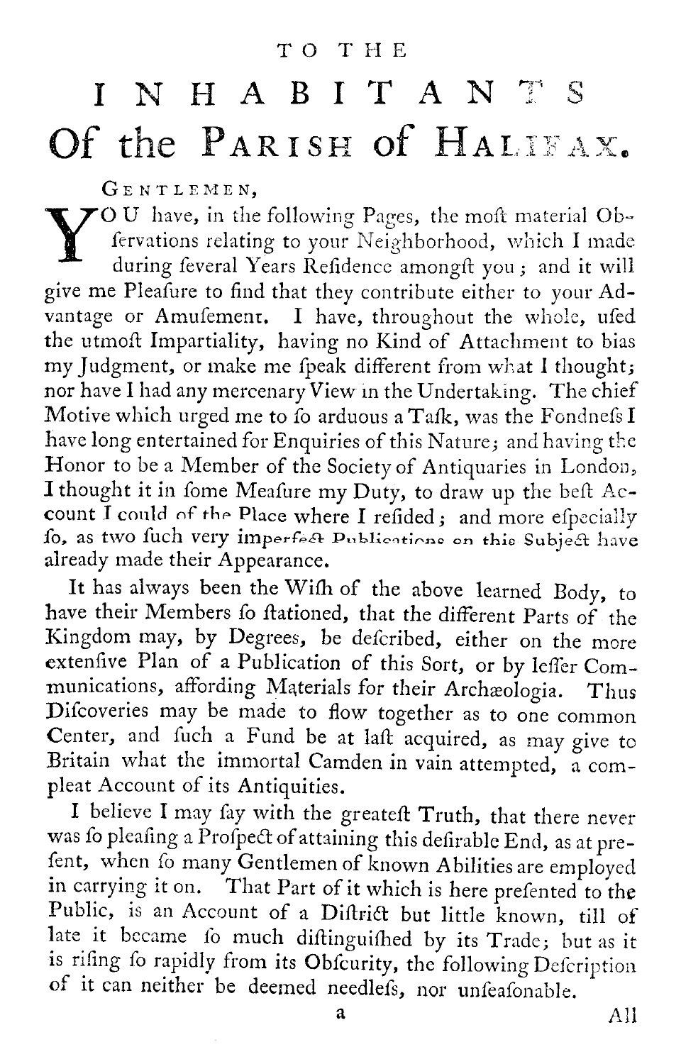# TO THE INHABITANTS Of the PARISH of HALIFAX.

GENTLEMEN,

YOU have, in the following Pages, the moſt material Obſervations relating to your Neighborhood, which I made during ſeveral Years Reſidence amongſt you; and it will give me Pleaſure to find that they contribute either to your Advantage or Amuſement. I have, throughout the whole, uſed the utmoſt Impartiality, having no Kind of Attachment to bias my Judgment, or make me ſpeak different from what I thought; nor have I had any mercenary View in the Undertaking. The chief Motive which urged me to ſo arduous a Taſk, was the Fondneſs I have long entertained for Enquiries of this Nature; and having the Honor to be a Member of the Society of Antiquaries in London, I thought it in ſome Meaſure my Duty, to draw up the beſt Account I could of the Place where I reſided; and more eſpecially ſo, as two ſuch very imperfect Publications on this Subject have already made their Appearance.

It has always been the Wiſh of the above learned Body, to have their Members ſo ſtationed, that the different Parts of the Kingdom may, by Degrees, be deſcribed, either on the more extenſive Plan of a Publication of this Sort, or by leſſer Communications, affording Materials for their Archæologia. Thus Diſcoveries may be made to flow together as to one common Center, and ſuch a Fund be at laſt acquired, as may give to Britain what the immortal Camden in vain attempted, a compleat Account of its Antiquities.

I believe I may ſay with the greateſt Truth, that there never was ſo pleaſing a Proſpect of attaining this deſirable End, as at preſent, when ſo many Gentlemen of known Abilities are employed in carrying it on. That Part of it which is here preſented to the Public, is an Account of a Diſtrict but little known, till of late it became ſo much diſtinguiſhed by its Trade; but as it is riſing ſo rapidly from its Obſcurity, the following Deſcription of it can neither be deemed needleſs, nor unſeaſonable.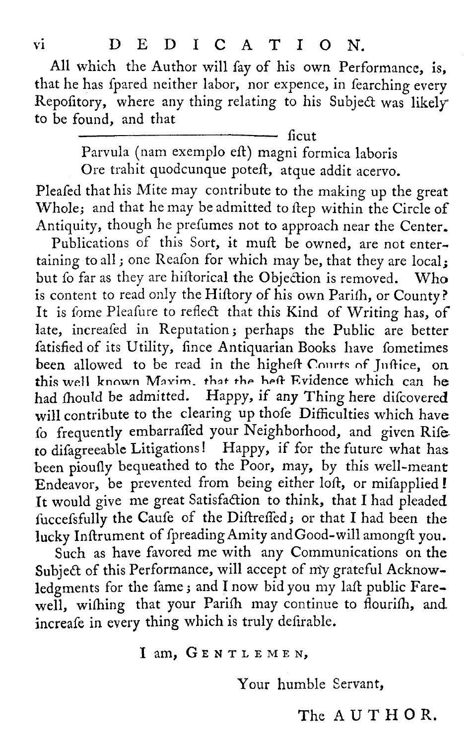# DEDICATION.

All which the Author will ſay of his own Performance, is, that he has ſpared neither labor, nor expence, in ſearching every Repoſitory, where any thing relating to his Subject was likely to be found, and that

> ——————————— ſicut
> Parvula (nam exemplo eſt) magni formica laboris
> Ore trahit quodcunque poteſt, atque addit acervo.

Pleaſed that his Mite may contribute to the making up the great Whole; and that he may be admitted to ſtep within the Circle of Antiquity, though he preſumes not to approach near the Center.

Publications of this Sort, it muſt be owned, are not entertaining to all; one Reaſon for which may be, that they are local; but ſo far as they are hiſtorical the Objection is removed. Who is content to read only the Hiſtory of his own Pariſh, or County? It is ſome Pleaſure to reflect that this Kind of Writing has, of late, increaſed in Reputation; perhaps the Public are better ſatisfied of its Utility, ſince Antiquarian Books have ſometimes been allowed to be read in the higheſt Courts of Juſtice, on this well known Maxim, that the beſt Evidence which can be had ſhould be admitted. Happy, if any Thing here diſcovered will contribute to the clearing up thoſe Difficulties which have ſo frequently embarraſſed your Neighborhood, and given Riſe to diſagreeable Litigations! Happy, if for the future what has been piouſly bequeathed to the Poor, may, by this well-meant Endeavor, be prevented from being either loſt, or miſapplied! It would give me great Satisfaction to think, that I had pleaded ſucceſsfully the Cauſe of the Diſtreſſed; or that I had been the lucky Inſtrument of ſpreading Amity and Good-will amongſt you.

Such as have favored me with any Communications on the Subject of this Performance, will accept of my grateful Acknowledgments for the ſame; and I now bid you my laſt public Farewell, wiſhing that your Pariſh may continue to flouriſh, and increaſe in every thing which is truly deſirable.

I am, GENTLEMEN,

Your humble Servant,

The AUTHOR.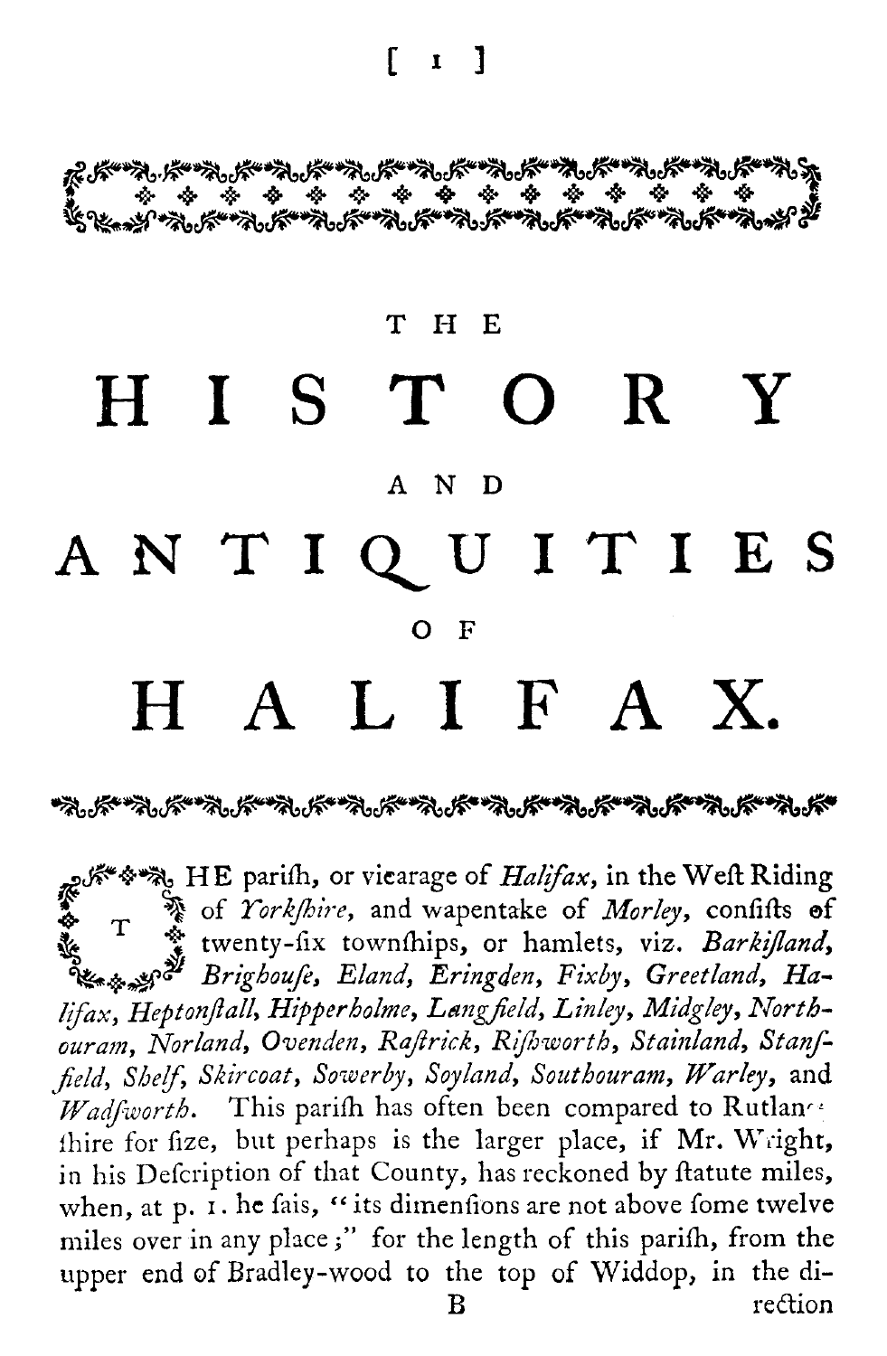# THE HISTORY AND ANTIQUITIES OF HALIFAX.

THE parifh, or vicarage of *Halifax*, in the Weft Riding of *Yorkfhire*, and wapentake of *Morley*, confifts of twenty-fix townfhips, or hamlets, viz. *Barkifland, Brighoufe, Eland, Eringden, Fixby, Greetland, Halifax, Heptonftall, Hipperholme, Langfield, Linley, Midgley, Northouram, Norland, Ovenden, Raftrick, Rifhworth, Stainland, Stansfield, Shelf, Skircoat, Sowerby, Soyland, Southouram, Warley,* and *Wadfworth.* This parifh has often been compared to Rutlandfhire for fize, but perhaps is the larger place, if Mr. Wright, in his Defcription of that County, has reckoned by ftatute miles, when, at p. 1. he fais, "its dimenfions are not above fome twelve miles over in any place;" for the length of this parifh, from the upper end of Bradley-wood to the top of Widdop, in the direction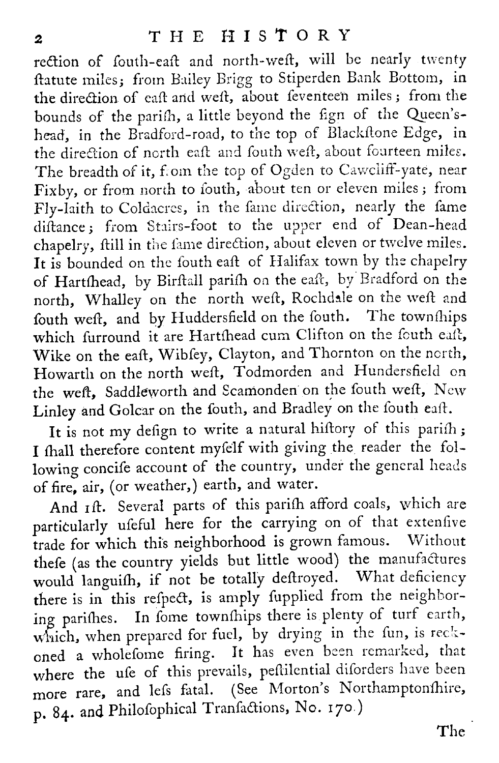rection of south-east and north-west, will be nearly twenty statute miles; from Bailey Brigg to Stiperden Bank Bottom, in the direction of east and west, about seventeen miles; from the bounds of the parish, a little beyond the sign of the Queen's-head, in the Bradford-road, to the top of Blackstone Edge, in the direction of north east and south west, about fourteen miles. The breadth of it, from the top of Ogden to Cawcliff-yate, near Fixby, or from north to south, about ten or eleven miles; from Fly-laith to Coldacres, in the same direction, nearly the same distance; from Stairs-foot to the upper end of Dean-head chapelry, still in the same direction, about eleven or twelve miles. It is bounded on the south east of Halifax town by the chapelry of Hartshead, by Birstall parish on the east, by Bradford on the north, Whalley on the north west, Rochdale on the west and south west, and by Huddersfield on the south. The townships which surround it are Hartshead cum Clifton on the south east, Wike on the east, Wibsey, Clayton, and Thornton on the north, Howarth on the north west, Todmorden and Hundersfield on the west, Saddleworth and Scamonden on the south west, New Linley and Golcar on the south, and Bradley on the south east.

It is not my design to write a natural history of this parish; I shall therefore content myself with giving the reader the following concise account of the country, under the general heads of fire, air, (or weather,) earth, and water.

And 1st. Several parts of this parish afford coals, which are particularly useful here for the carrying on of that extensive trade for which this neighborhood is grown famous. Without these (as the country yields but little wood) the manufactures would languish, if not be totally destroyed. What deficiency there is in this respect, is amply supplied from the neighboring parishes. In some townships there is plenty of turf earth, which, when prepared for fuel, by drying in the sun, is reckoned a wholesome firing. It has even been remarked, that where the use of this prevails, pestilential disorders have been more rare, and less fatal. (See Morton's Northamptonshire, p. 84. and Philosophical Transactions, No. 170.)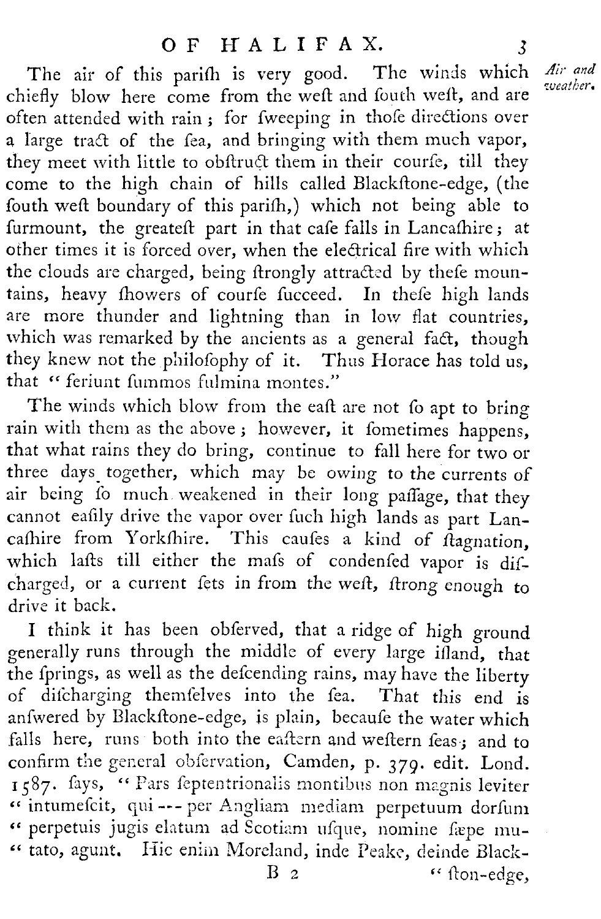The air of this parish is very good. The winds which chiefly blow here come from the west and south west, and are often attended with rain; for sweeping in those directions over a large tract of the sea, and bringing with them much vapor, they meet with little to obstruct them in their course, till they come to the high chain of hills called Blackstone-edge, (the south west boundary of this parish,) which not being able to surmount, the greatest part in that case falls in Lancashire; at other times it is forced over, when the electrical fire with which the clouds are charged, being strongly attracted by these mountains, heavy showers of course succeed. In these high lands are more thunder and lightning than in low flat countries, which was remarked by the ancients as a general fact, though they knew not the philosophy of it. Thus Horace has told us, that "feriunt summos fulmina montes."

*Air and weather.*

The winds which blow from the east are not so apt to bring rain with them as the above; however, it sometimes happens, that what rains they do bring, continue to fall here for two or three days together, which may be owing to the currents of air being so much weakened in their long passage, that they cannot easily drive the vapor over such high lands as part Lancashire from Yorkshire. This causes a kind of stagnation, which lasts till either the mass of condensed vapor is discharged, or a current sets in from the west, strong enough to drive it back.

I think it has been observed, that a ridge of high ground generally runs through the middle of every large island, that the springs, as well as the descending rains, may have the liberty of discharging themselves into the sea. That this end is answered by Blackstone-edge, is plain, because the water which falls here, runs both into the eastern and western seas; and to confirm the general observation, Camden, p. 379. edit. Lond. 1587. says, "Pars septentrionalis montibus non magnis leviter "intumescit, qui --- per Angliam mediam perpetuum dorsum "perpetuis jugis elatum ad Scotiam usque, nomine sæpe mu-"tato, agunt. Hic enim Moreland, inde Peake, deinde Black-"ston-edge,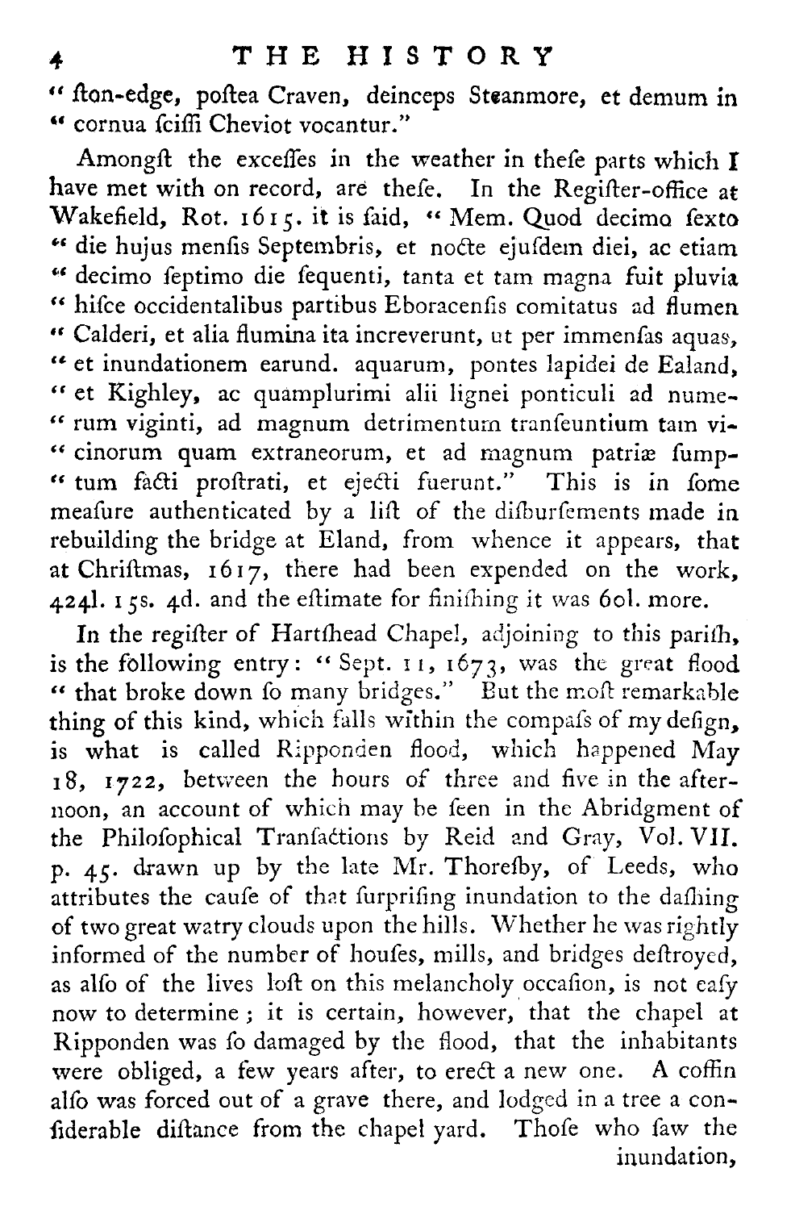"ston-edge, postea Craven, deinceps Steanmore, et demum in "cornua sciffi Cheviot vocantur."

Amongst the excesses in the weather in these parts which I have met with on record, are these. In the Register-office at Wakefield, Rot. 1615. it is said, "Mem. Quod decimo sexto "die hujus mensis Septembris, et nocte ejusdem diei, ac etiam "decimo septimo die sequenti, tanta et tam magna fuit pluvia "hisce occidentalibus partibus Eboracensis comitatus ad flumen "Calderi, et alia flumina ita increverunt, ut per immensas aquas, "et inundationem earund. aquarum, pontes lapidei de Ealand, "et Kighley, ac quamplurimi alii lignei ponticuli ad nume- "rum viginti, ad magnum detrimentum transeuntium tam vi- "cinorum quam extraneorum, et ad magnum patriæ sump- "tum facti prostrati, et ejecti fuerunt." This is in some measure authenticated by a list of the disbursements made in rebuilding the bridge at Eland, from whence it appears, that at Christmas, 1617, there had been expended on the work, 424l. 15s. 4d. and the estimate for finishing it was 60l. more.

In the register of Hartshead Chapel, adjoining to this parish, is the following entry: "Sept. 11, 1673, was the great flood "that broke down so many bridges." But the most remarkable thing of this kind, which falls within the compass of my design, is what is called Ripponden flood, which happened May 18, 1722, between the hours of three and five in the afternoon, an account of which may be seen in the Abridgment of the Philosophical Transactions by Reid and Gray, Vol. VII. p. 45. drawn up by the late Mr. Thoresby, of Leeds, who attributes the cause of that surprising inundation to the dashing of two great watry clouds upon the hills. Whether he was rightly informed of the number of houses, mills, and bridges destroyed, as also of the lives lost on this melancholy occasion, is not easy now to determine; it is certain, however, that the chapel at Ripponden was so damaged by the flood, that the inhabitants were obliged, a few years after, to erect a new one. A coffin also was forced out of a grave there, and lodged in a tree a considerable distance from the chapel yard. Those who saw the inundation,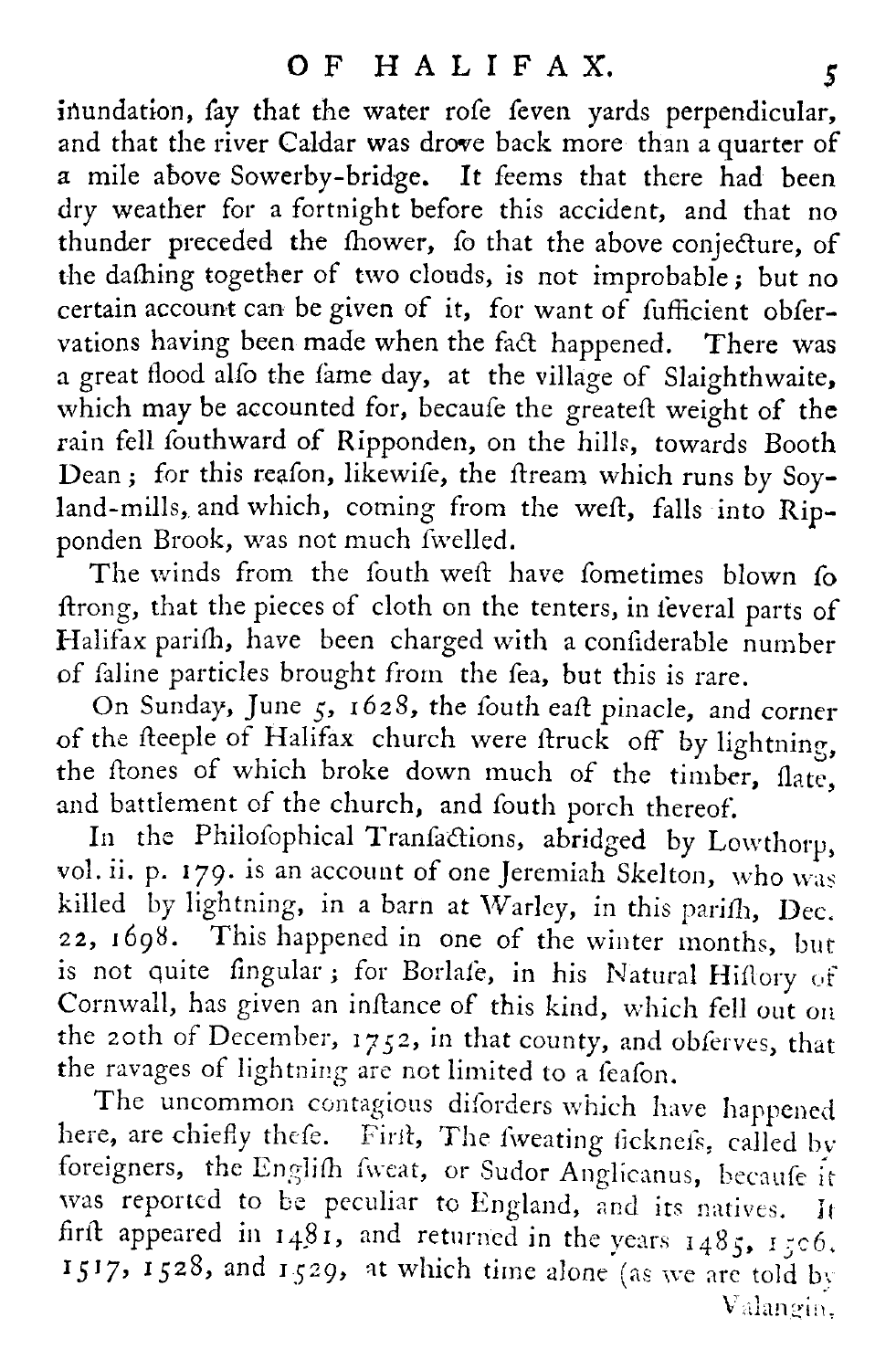inundation, ſay that the water roſe ſeven yards perpendicular, and that the river Caldar was drove back more than a quarter of a mile above Sowerby-bridge. It ſeems that there had been dry weather for a fortnight before this accident, and that no thunder preceded the ſhower, ſo that the above conjecture, of the daſhing together of two clouds, is not improbable; but no certain account can be given of it, for want of ſufficient obſervations having been made when the fact happened. There was a great flood alſo the ſame day, at the village of Slaighthwaite, which may be accounted for, becauſe the greateſt weight of the rain fell ſouthward of Ripponden, on the hills, towards Booth Dean; for this reaſon, likewiſe, the ſtream which runs by Soyland-mills, and which, coming from the weſt, falls into Ripponden Brook, was not much ſwelled.

The winds from the ſouth weſt have ſometimes blown ſo ſtrong, that the pieces of cloth on the tenters, in ſeveral parts of Halifax pariſh, have been charged with a conſiderable number of ſaline particles brought from the ſea, but this is rare.

On Sunday, June 5, 1628, the ſouth eaſt pinacle, and corner of the ſteeple of Halifax church were ſtruck off by lightning, the ſtones of which broke down much of the timber, ſlate, and battlement of the church, and ſouth porch thereof.

In the Philoſophical Tranſactions, abridged by Lowthorp, vol. ii. p. 179. is an account of one Jeremiah Skelton, who was killed by lightning, in a barn at Warley, in this pariſh, Dec. 22, 1698. This happened in one of the winter months, but is not quite ſingular; for Borlaſe, in his Natural Hiſtory of Cornwall, has given an inſtance of this kind, which fell out on the 20th of December, 1752, in that county, and obſerves, that the ravages of lightning are not limited to a ſeaſon.

The uncommon contagious diſorders which have happened here, are chiefly theſe. Firſt, The ſweating ſickneſs, called by foreigners, the Engliſh ſweat, or Sudor Anglicanus, becauſe it was reported to be peculiar to England, and its natives. It firſt appeared in 1481, and returned in the years 1485, 1506, 1517, 1528, and 1529, at which time alone (as we are told by Valangin,